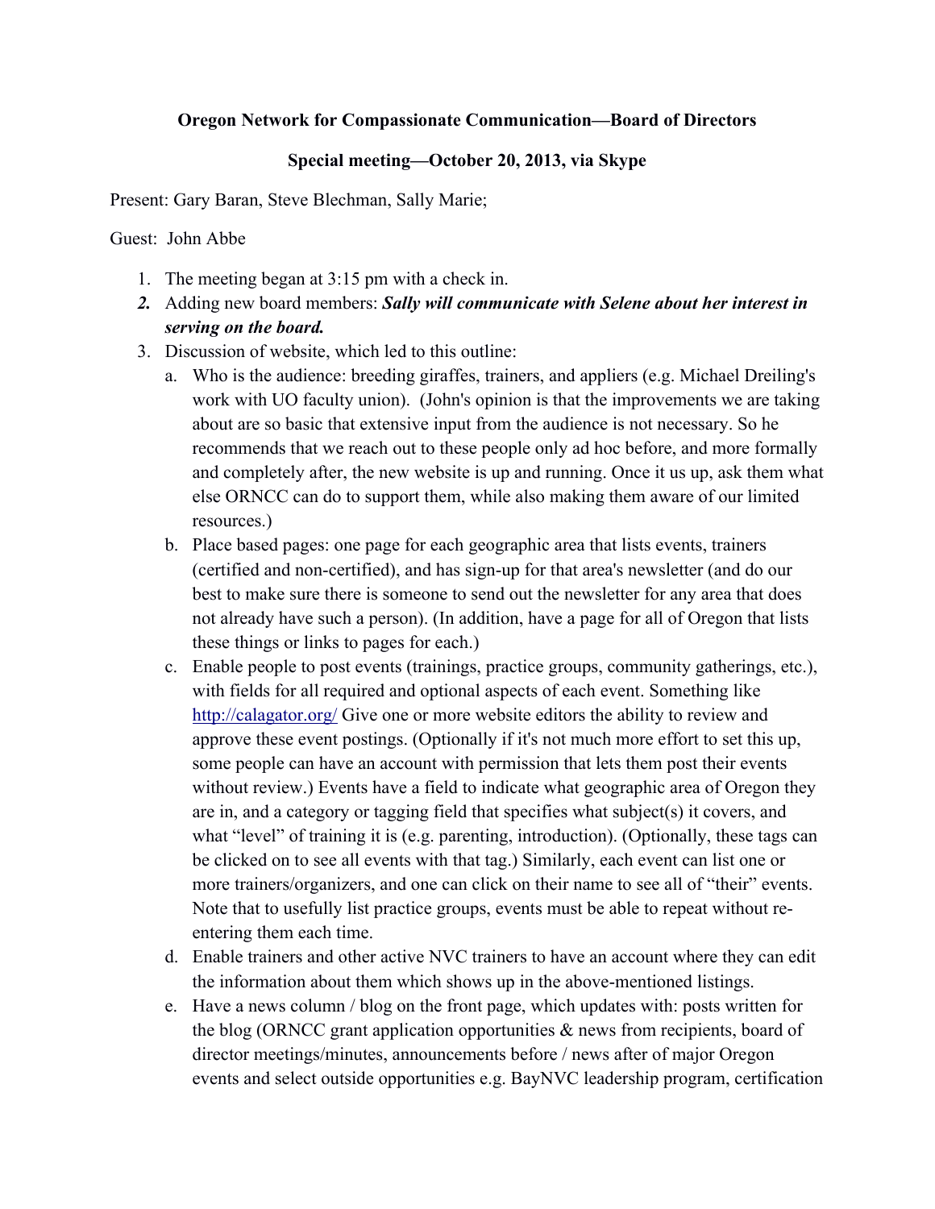**Oregon Network for Compassionate Communication—Board of Directors**

**Special meeting—October 20, 2013, via Skype**

Present: Gary Baran, Steve Blechman, Sally Marie;

Guest: John Abbe

1. The meeting began at 3:15 pm with a check in.
2. Adding new board members: ***Sally will communicate with Selene about her interest in serving on the board.***
3. Discussion of website, which led to this outline:
   a. Who is the audience: breeding giraffes, trainers, and appliers (e.g. Michael Dreiling's work with UO faculty union). (John's opinion is that the improvements we are taking about are so basic that extensive input from the audience is not necessary. So he recommends that we reach out to these people only ad hoc before, and more formally and completely after, the new website is up and running. Once it us up, ask them what else ORNCC can do to support them, while also making them aware of our limited resources.)
   b. Place based pages: one page for each geographic area that lists events, trainers (certified and non-certified), and has sign-up for that area's newsletter (and do our best to make sure there is someone to send out the newsletter for any area that does not already have such a person). (In addition, have a page for all of Oregon that lists these things or links to pages for each.)
   c. Enable people to post events (trainings, practice groups, community gatherings, etc.), with fields for all required and optional aspects of each event. Something like [http://calagator.org/](http://calagator.org/) Give one or more website editors the ability to review and approve these event postings. (Optionally if it's not much more effort to set this up, some people can have an account with permission that lets them post their events without review.) Events have a field to indicate what geographic area of Oregon they are in, and a category or tagging field that specifies what subject(s) it covers, and what "level" of training it is (e.g. parenting, introduction). (Optionally, these tags can be clicked on to see all events with that tag.) Similarly, each event can list one or more trainers/organizers, and one can click on their name to see all of "their" events. Note that to usefully list practice groups, events must be able to repeat without re-entering them each time.
   d. Enable trainers and other active NVC trainers to have an account where they can edit the information about them which shows up in the above-mentioned listings.
   e. Have a news column / blog on the front page, which updates with: posts written for the blog (ORNCC grant application opportunities & news from recipients, board of director meetings/minutes, announcements before / news after of major Oregon events and select outside opportunities e.g. BayNVC leadership program, certification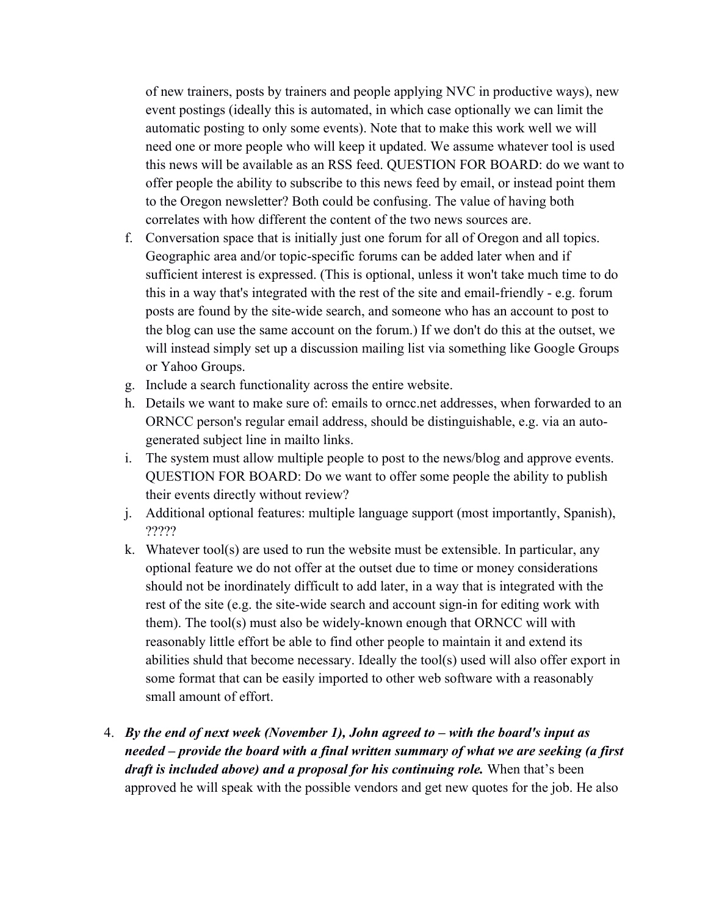of new trainers, posts by trainers and people applying NVC in productive ways), new event postings (ideally this is automated, in which case optionally we can limit the automatic posting to only some events). Note that to make this work well we will need one or more people who will keep it updated. We assume whatever tool is used this news will be available as an RSS feed. QUESTION FOR BOARD: do we want to offer people the ability to subscribe to this news feed by email, or instead point them to the Oregon newsletter? Both could be confusing. The value of having both correlates with how different the content of the two news sources are.

f. Conversation space that is initially just one forum for all of Oregon and all topics. Geographic area and/or topic-specific forums can be added later when and if sufficient interest is expressed. (This is optional, unless it won't take much time to do this in a way that's integrated with the rest of the site and email-friendly - e.g. forum posts are found by the site-wide search, and someone who has an account to post to the blog can use the same account on the forum.) If we don't do this at the outset, we will instead simply set up a discussion mailing list via something like Google Groups or Yahoo Groups.

g. Include a search functionality across the entire website.

h. Details we want to make sure of: emails to orncc.net addresses, when forwarded to an ORNCC person's regular email address, should be distinguishable, e.g. via an auto-generated subject line in mailto links.

i. The system must allow multiple people to post to the news/blog and approve events. QUESTION FOR BOARD: Do we want to offer some people the ability to publish their events directly without review?

j. Additional optional features: multiple language support (most importantly, Spanish), ?????

k. Whatever tool(s) are used to run the website must be extensible. In particular, any optional feature we do not offer at the outset due to time or money considerations should not be inordinately difficult to add later, in a way that is integrated with the rest of the site (e.g. the site-wide search and account sign-in for editing work with them). The tool(s) must also be widely-known enough that ORNCC will with reasonably little effort be able to find other people to maintain it and extend its abilities shuld that become necessary. Ideally the tool(s) used will also offer export in some format that can be easily imported to other web software with a reasonably small amount of effort.

4. ***By the end of next week (November 1), John agreed to – with the board's input as needed – provide the board with a final written summary of what we are seeking (a first draft is included above) and a proposal for his continuing role.*** When that's been approved he will speak with the possible vendors and get new quotes for the job. He also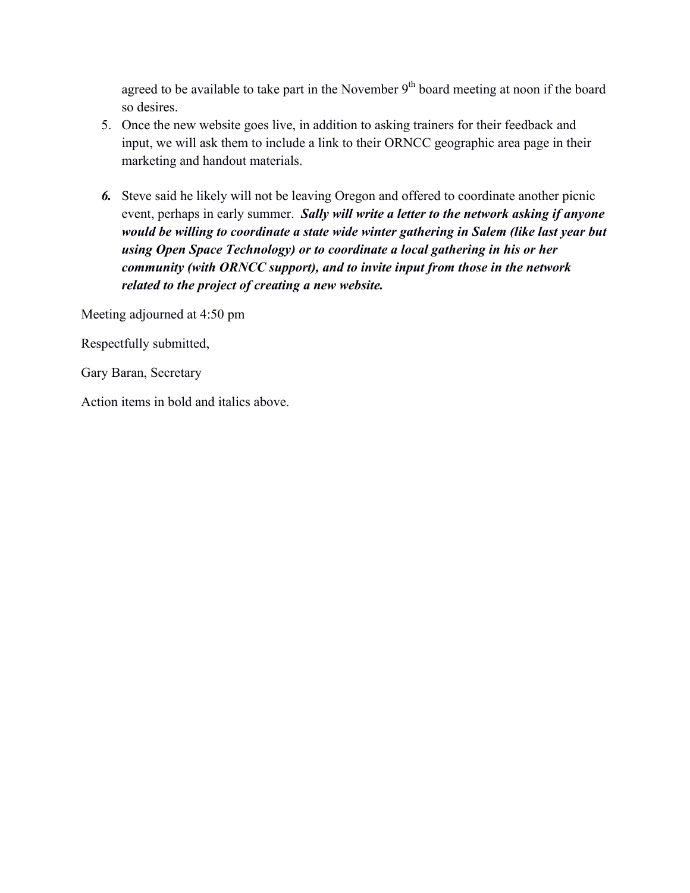agreed to be available to take part in the November 9th board meeting at noon if the board so desires.

5. Once the new website goes live, in addition to asking trainers for their feedback and input, we will ask them to include a link to their ORNCC geographic area page in their marketing and handout materials.

6. Steve said he likely will not be leaving Oregon and offered to coordinate another picnic event, perhaps in early summer. ***Sally will write a letter to the network asking if anyone would be willing to coordinate a state wide winter gathering in Salem (like last year but using Open Space Technology) or to coordinate a local gathering in his or her community (with ORNCC support), and to invite input from those in the network related to the project of creating a new website.***

Meeting adjourned at 4:50 pm

Respectfully submitted,

Gary Baran, Secretary

Action items in bold and italics above.